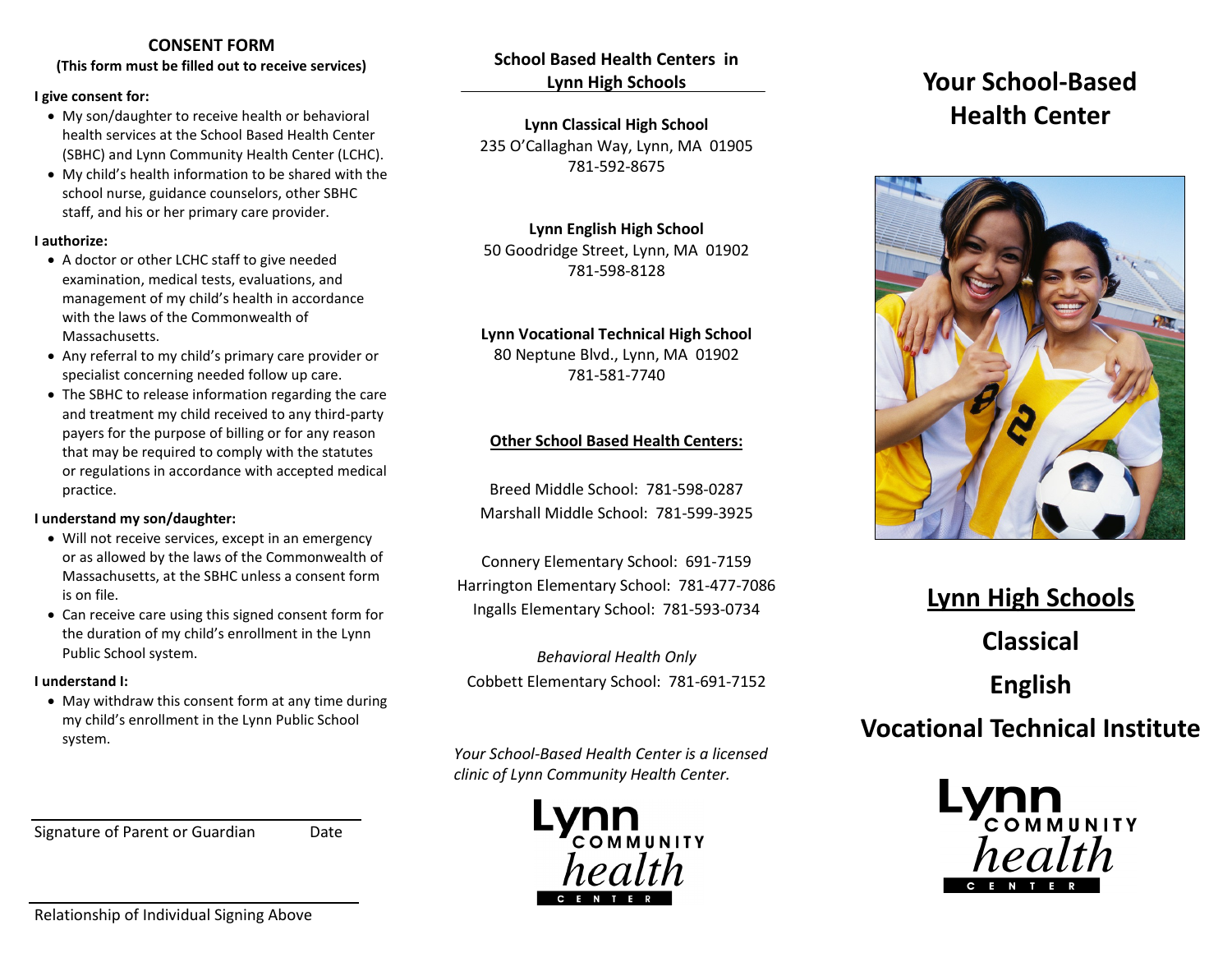## CONSENT FORM

**(This form must be filled out to receive services)**

**I give consent for:**

- My son/daughter to receive health or behavioral health services at the School Based Health Center (SBHC) and Lynn Community Health Center (LCHC).
- My child's health information to be shared with the school nurse, guidance counselors, other SBHC staff, and his or her primary care provider.

**I authorize:**

- A doctor or other LCHC staff to give needed examination, medical tests, evaluations, and management of my child's health in accordance with the laws of the Commonwealth of Massachusetts.
- Any referral to my child's primary care provider or specialist concerning needed follow up care.
- The SBHC to release information regarding the care and treatment my child received to any third-party payers for the purpose of billing or for any reason that may be required to comply with the statutes or regulations in accordance with accepted medical practice.

**I understand my son/daughter:**

- Will not receive services, except in an emergency or as allowed by the laws of the Commonwealth of Massachusetts, at the SBHC unless a consent form is on file.
- Can receive care using this signed consent form for the duration of my child's enrollment in the Lynn Public School system.

**I understand I:**

- May withdraw this consent form at any time during my child's enrollment in the Lynn Public School system.

Signature of Parent or Guardian	Date

Relationship of Individual Signing Above

## School Based Health Centers in Lynn High Schools

**Lynn Classical High School**
235 O'Callaghan Way, Lynn, MA 01905
781-592-8675

**Lynn English High School**
50 Goodridge Street, Lynn, MA 01902
781-598-8128

**Lynn Vocational Technical High School**
80 Neptune Blvd., Lynn, MA 01902
781-581-7740

### Other School Based Health Centers:

Breed Middle School: 781-598-0287
Marshall Middle School: 781-599-3925

Connery Elementary School: 691-7159
Harrington Elementary School: 781-477-7086
Ingalls Elementary School: 781-593-0734

*Behavioral Health Only*
Cobbett Elementary School: 781-691-7152

*Your School-Based Health Center is a licensed clinic of Lynn Community Health Center.*

Lynn Community health Center

# Your School-Based Health Center

## Lynn High Schools

**Classical**

**English**

**Vocational Technical Institute**

Lynn Community health Center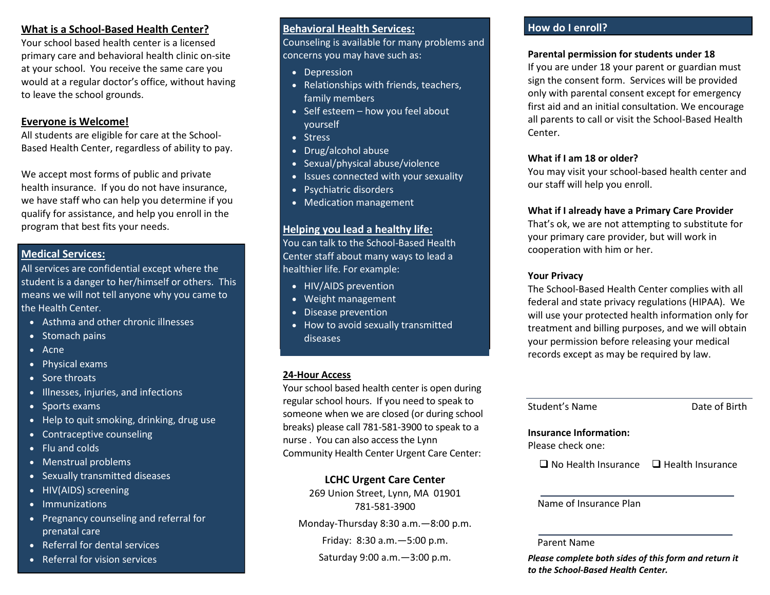## What is a School-Based Health Center?

Your school based health center is a licensed primary care and behavioral health clinic on-site at your school. You receive the same care you would at a regular doctor's office, without having to leave the school grounds.

## Everyone is Welcome!

All students are eligible for care at the School-Based Health Center, regardless of ability to pay.

We accept most forms of public and private health insurance. If you do not have insurance, we have staff who can help you determine if you qualify for assistance, and help you enroll in the program that best fits your needs.

## Medical Services:

All services are confidential except where the student is a danger to her/himself or others. This means we will not tell anyone why you came to the Health Center.

- Asthma and other chronic illnesses
- Stomach pains
- Acne
- Physical exams
- Sore throats
- Illnesses, injuries, and infections
- Sports exams
- Help to quit smoking, drinking, drug use
- Contraceptive counseling
- Flu and colds
- Menstrual problems
- Sexually transmitted diseases
- HIV(AIDS) screening
- Immunizations
- Pregnancy counseling and referral for prenatal care
- Referral for dental services
- Referral for vision services

## Behavioral Health Services:

Counseling is available for many problems and concerns you may have such as:

- Depression
- Relationships with friends, teachers, family members
- Self esteem – how you feel about yourself
- Stress
- Drug/alcohol abuse
- Sexual/physical abuse/violence
- Issues connected with your sexuality
- Psychiatric disorders
- Medication management

## Helping you lead a healthy life:

You can talk to the School-Based Health Center staff about many ways to lead a healthier life. For example:

- HIV/AIDS prevention
- Weight management
- Disease prevention
- How to avoid sexually transmitted diseases

## 24-Hour Access

Your school based health center is open during regular school hours. If you need to speak to someone when we are closed (or during school breaks) please call 781-581-3900 to speak to a nurse . You can also access the Lynn Community Health Center Urgent Care Center:

**LCHC Urgent Care Center**
269 Union Street, Lynn, MA 01901
781-581-3900

Monday-Thursday 8:30 a.m.—8:00 p.m.

Friday: 8:30 a.m.—5:00 p.m.

Saturday 9:00 a.m.—3:00 p.m.

## How do I enroll?

**Parental permission for students under 18**

If you are under 18 your parent or guardian must sign the consent form. Services will be provided only with parental consent except for emergency first aid and an initial consultation. We encourage all parents to call or visit the School-Based Health Center.

**What if I am 18 or older?**

You may visit your school-based health center and our staff will help you enroll.

**What if I already have a Primary Care Provider**

That's ok, we are not attempting to substitute for your primary care provider, but will work in cooperation with him or her.

**Your Privacy**

The School-Based Health Center complies with all federal and state privacy regulations (HIPAA). We will use your protected health information only for treatment and billing purposes, and we will obtain your permission before releasing your medical records except as may be required by law.

_______________________________________________

Student's Name Date of Birth

**Insurance Information:**

Please check one:

❑ No Health Insurance ❑ Health Insurance

_______________________________________________

Name of Insurance Plan

_______________________________________________

Parent Name

***Please complete both sides of this form and return it to the School-Based Health Center.***